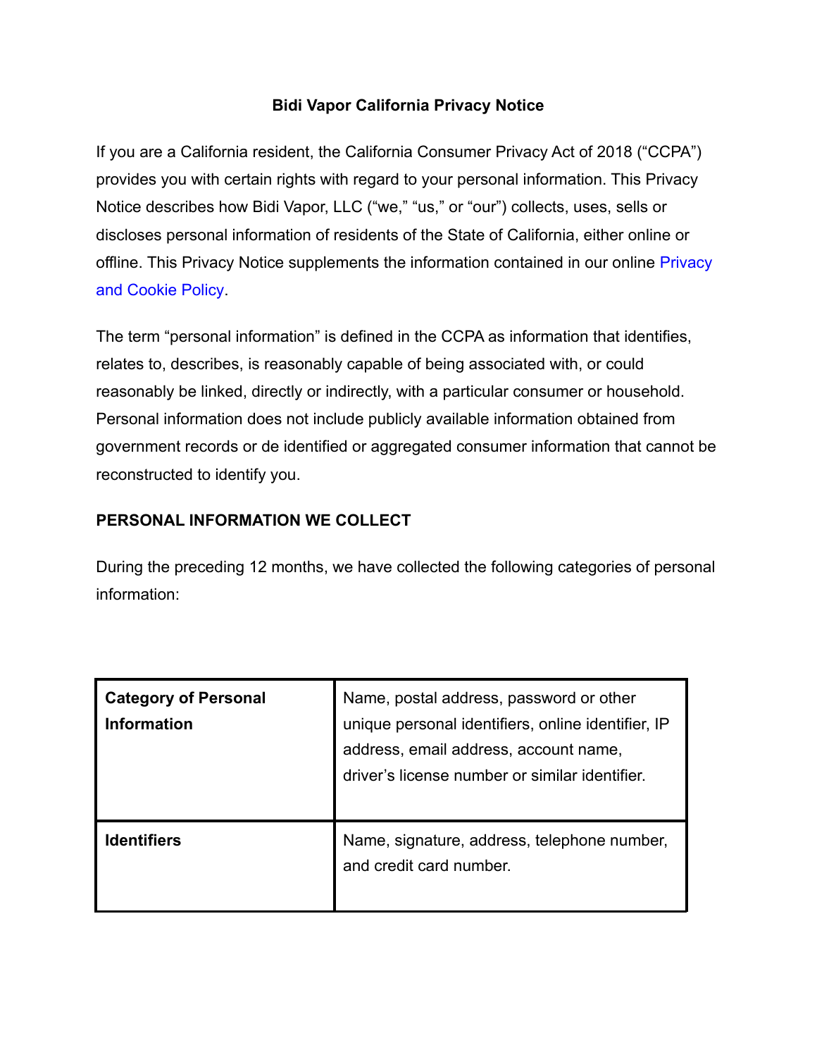# Bidi Vapor California Privacy Notice

If you are a California resident, the California Consumer Privacy Act of 2018 ("CCPA") provides you with certain rights with regard to your personal information. This Privacy Notice describes how Bidi Vapor, LLC ("we," "us," or "our") collects, uses, sells or discloses personal information of residents of the State of California, either online or offline. This Privacy Notice supplements the information contained in our online Privacy and Cookie Policy.

The term "personal information" is defined in the CCPA as information that identifies, relates to, describes, is reasonably capable of being associated with, or could reasonably be linked, directly or indirectly, with a particular consumer or household. Personal information does not include publicly available information obtained from government records or de identified or aggregated consumer information that cannot be reconstructed to identify you.

## PERSONAL INFORMATION WE COLLECT

During the preceding 12 months, we have collected the following categories of personal information:

| **Category of Personal Information** | Name, postal address, password or other unique personal identifiers, online identifier, IP address, email address, account name, driver's license number or similar identifier. |
|---|---|
| **Identifiers** | Name, signature, address, telephone number, and credit card number. |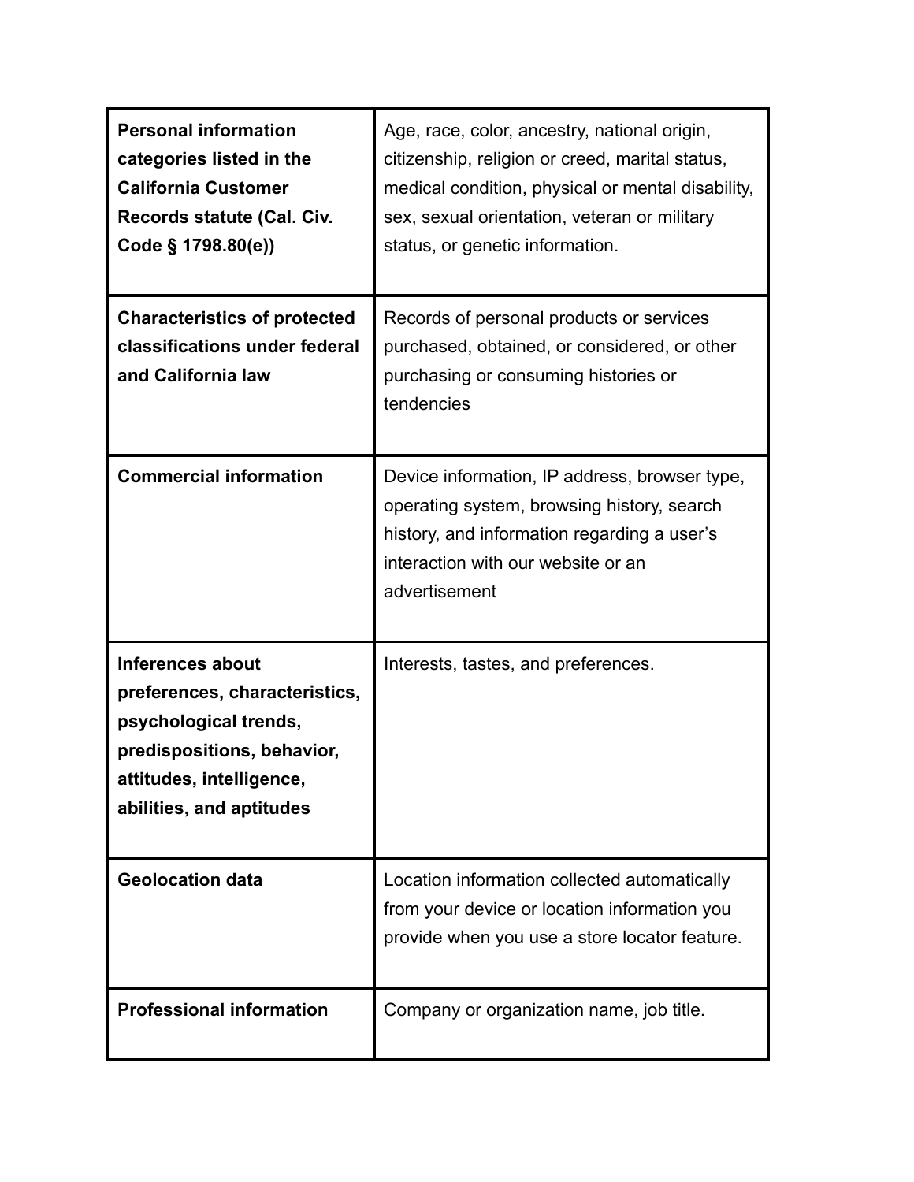| | |
|---|---|
| **Personal information categories listed in the California Customer Records statute (Cal. Civ. Code § 1798.80(e))** | Age, race, color, ancestry, national origin, citizenship, religion or creed, marital status, medical condition, physical or mental disability, sex, sexual orientation, veteran or military status, or genetic information. |
| **Characteristics of protected classifications under federal and California law** | Records of personal products or services purchased, obtained, or considered, or other purchasing or consuming histories or tendencies |
| **Commercial information** | Device information, IP address, browser type, operating system, browsing history, search history, and information regarding a user's interaction with our website or an advertisement |
| **Inferences about preferences, characteristics, psychological trends, predispositions, behavior, attitudes, intelligence, abilities, and aptitudes** | Interests, tastes, and preferences. |
| **Geolocation data** | Location information collected automatically from your device or location information you provide when you use a store locator feature. |
| **Professional information** | Company or organization name, job title. |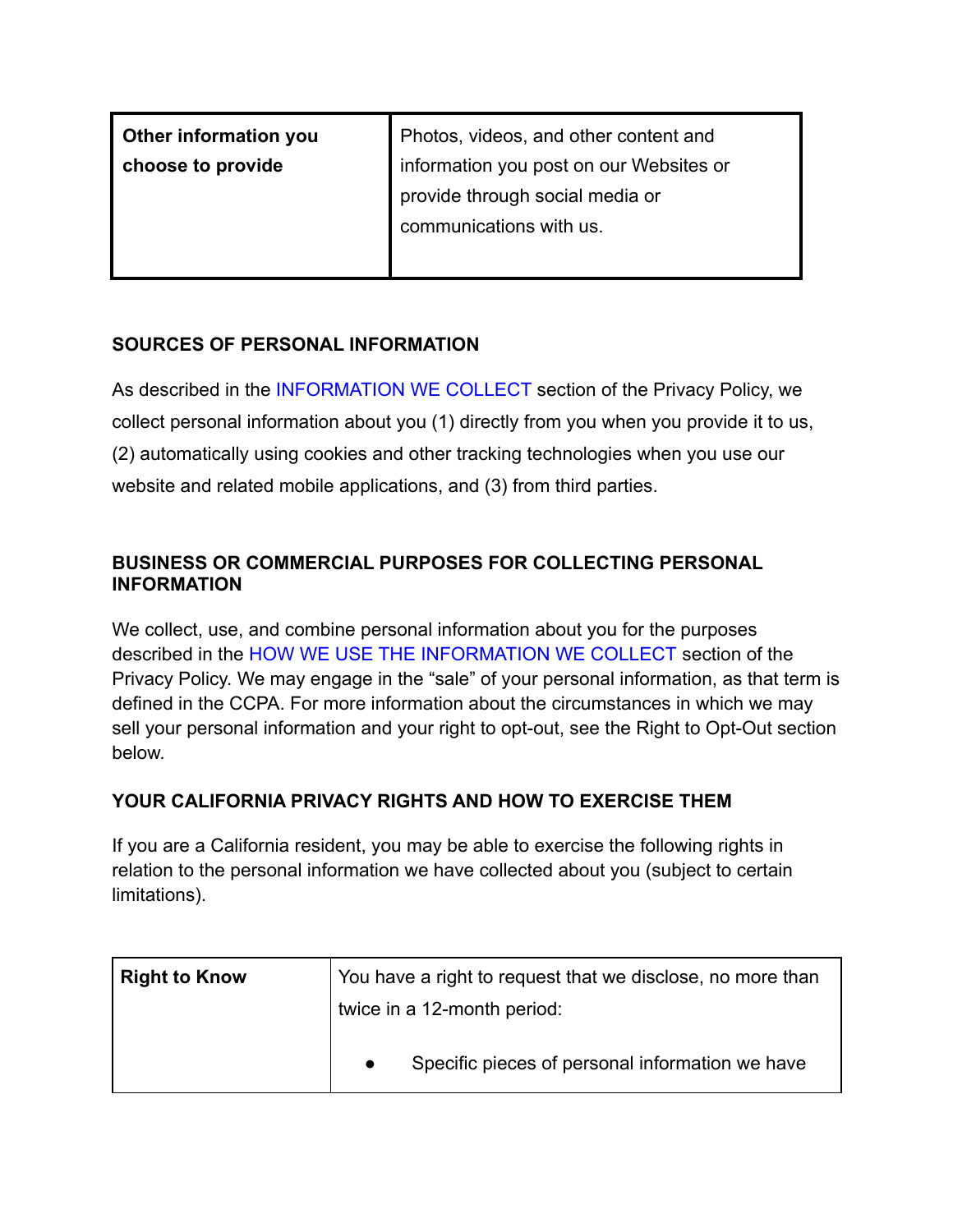| | |
|---|---|
| **Other information you choose to provide** | Photos, videos, and other content and information you post on our Websites or provide through social media or communications with us. |

## SOURCES OF PERSONAL INFORMATION

As described in the INFORMATION WE COLLECT section of the Privacy Policy, we collect personal information about you (1) directly from you when you provide it to us, (2) automatically using cookies and other tracking technologies when you use our website and related mobile applications, and (3) from third parties.

## BUSINESS OR COMMERCIAL PURPOSES FOR COLLECTING PERSONAL INFORMATION

We collect, use, and combine personal information about you for the purposes described in the HOW WE USE THE INFORMATION WE COLLECT section of the Privacy Policy. We may engage in the "sale" of your personal information, as that term is defined in the CCPA. For more information about the circumstances in which we may sell your personal information and your right to opt-out, see the Right to Opt-Out section below.

## YOUR CALIFORNIA PRIVACY RIGHTS AND HOW TO EXERCISE THEM

If you are a California resident, you may be able to exercise the following rights in relation to the personal information we have collected about you (subject to certain limitations).

| | |
|---|---|
| **Right to Know** | You have a right to request that we disclose, no more than twice in a 12-month period:<br><br>• Specific pieces of personal information we have |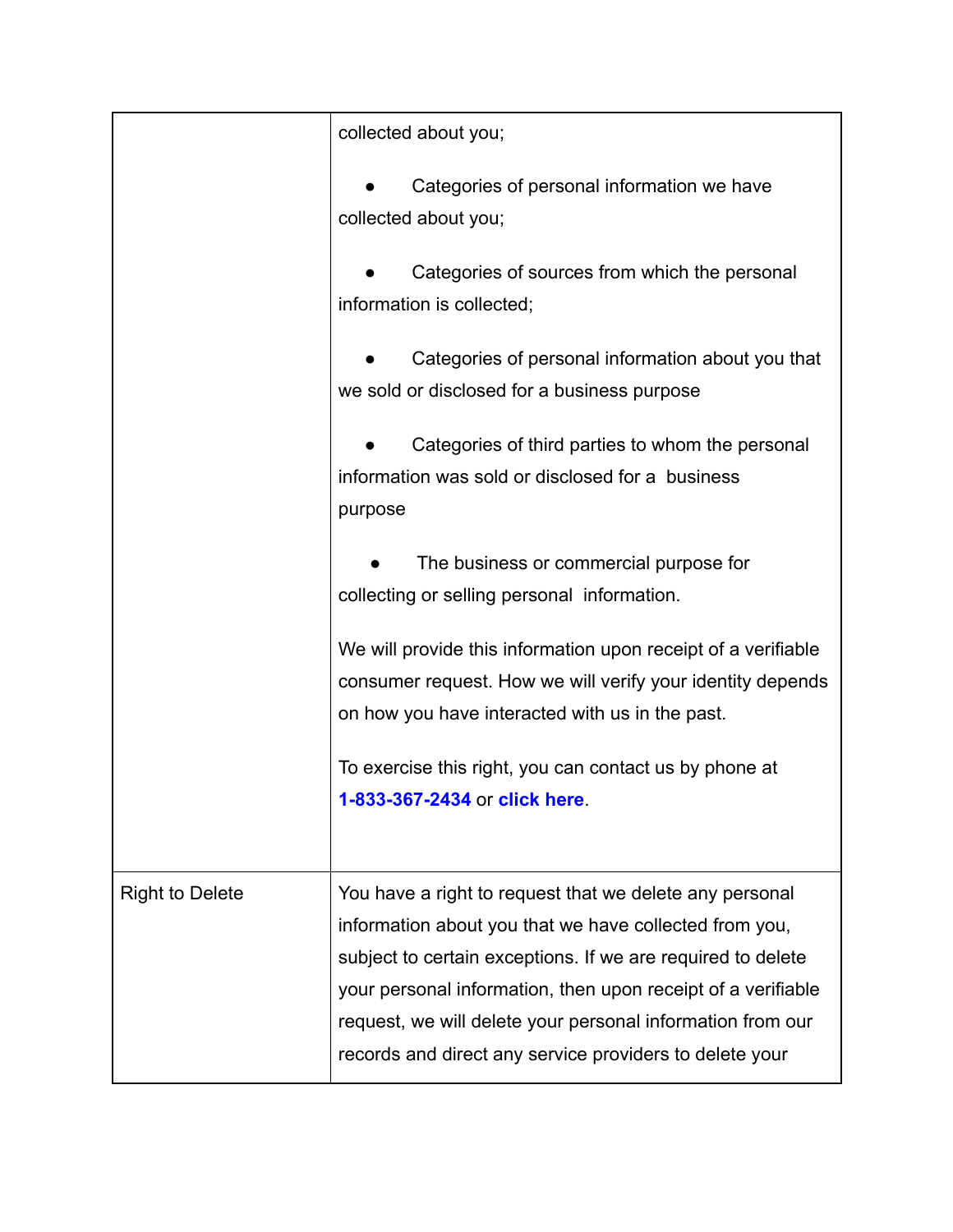| | |
|---|---|
| | collected about you;<br><br>● Categories of personal information we have collected about you;<br><br>● Categories of sources from which the personal information is collected;<br><br>● Categories of personal information about you that we sold or disclosed for a business purpose<br><br>● Categories of third parties to whom the personal information was sold or disclosed for a business purpose<br><br>● The business or commercial purpose for collecting or selling personal information.<br><br>We will provide this information upon receipt of a verifiable consumer request. How we will verify your identity depends on how you have interacted with us in the past.<br><br>To exercise this right, you can contact us by phone at **1-833-367-2434** or **click here**. |
| Right to Delete | You have a right to request that we delete any personal information about you that we have collected from you, subject to certain exceptions. If we are required to delete your personal information, then upon receipt of a verifiable request, we will delete your personal information from our records and direct any service providers to delete your |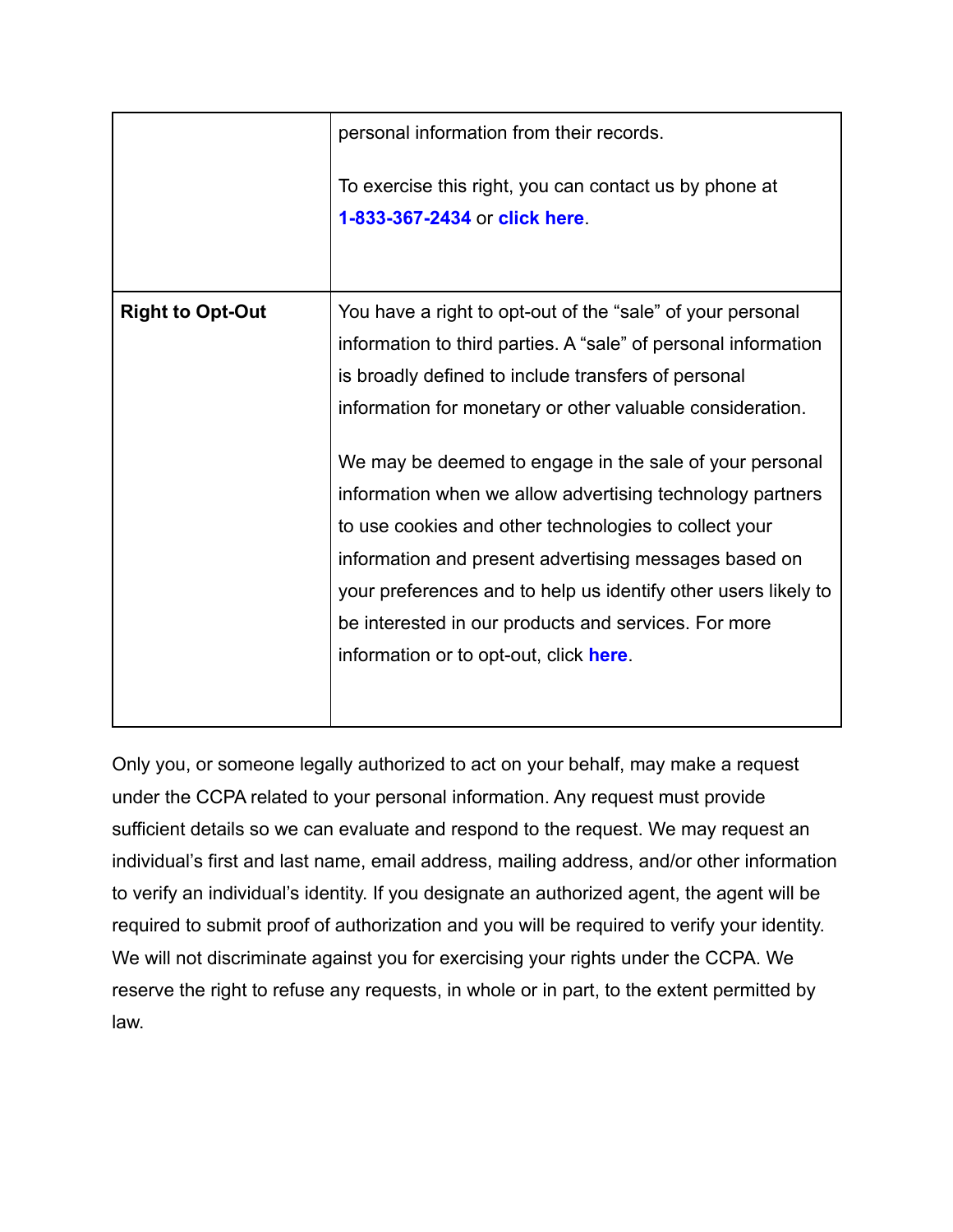| | |
|---|---|
| | personal information from their records.<br><br>To exercise this right, you can contact us by phone at **1-833-367-2434** or **click here**. |
| **Right to Opt-Out** | You have a right to opt-out of the “sale” of your personal information to third parties. A “sale” of personal information is broadly defined to include transfers of personal information for monetary or other valuable consideration.<br><br>We may be deemed to engage in the sale of your personal information when we allow advertising technology partners to use cookies and other technologies to collect your information and present advertising messages based on your preferences and to help us identify other users likely to be interested in our products and services. For more information or to opt-out, click **here**. |

Only you, or someone legally authorized to act on your behalf, may make a request under the CCPA related to your personal information. Any request must provide sufficient details so we can evaluate and respond to the request. We may request an individual’s first and last name, email address, mailing address, and/or other information to verify an individual’s identity. If you designate an authorized agent, the agent will be required to submit proof of authorization and you will be required to verify your identity. We will not discriminate against you for exercising your rights under the CCPA. We reserve the right to refuse any requests, in whole or in part, to the extent permitted by law.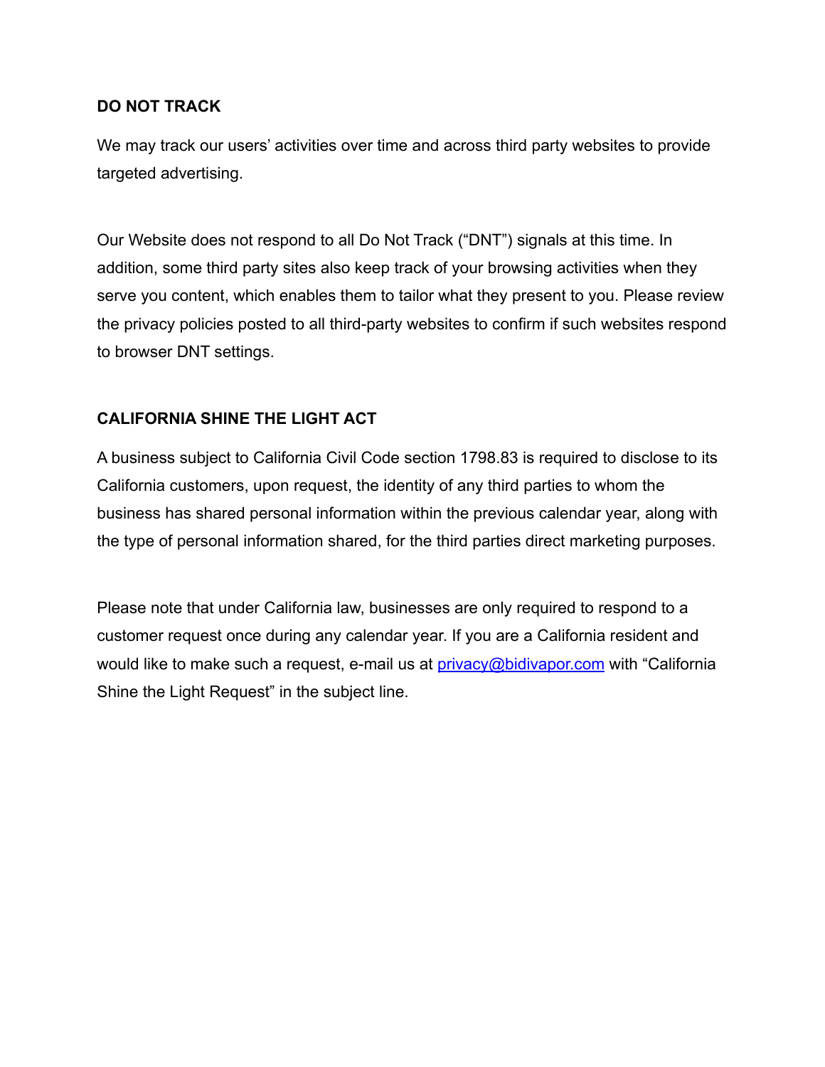**DO NOT TRACK**

We may track our users' activities over time and across third party websites to provide targeted advertising.

Our Website does not respond to all Do Not Track ("DNT") signals at this time. In addition, some third party sites also keep track of your browsing activities when they serve you content, which enables them to tailor what they present to you. Please review the privacy policies posted to all third-party websites to confirm if such websites respond to browser DNT settings.

**CALIFORNIA SHINE THE LIGHT ACT**

A business subject to California Civil Code section 1798.83 is required to disclose to its California customers, upon request, the identity of any third parties to whom the business has shared personal information within the previous calendar year, along with the type of personal information shared, for the third parties direct marketing purposes.

Please note that under California law, businesses are only required to respond to a customer request once during any calendar year. If you are a California resident and would like to make such a request, e-mail us at privacy@bidivapor.com with "California Shine the Light Request" in the subject line.